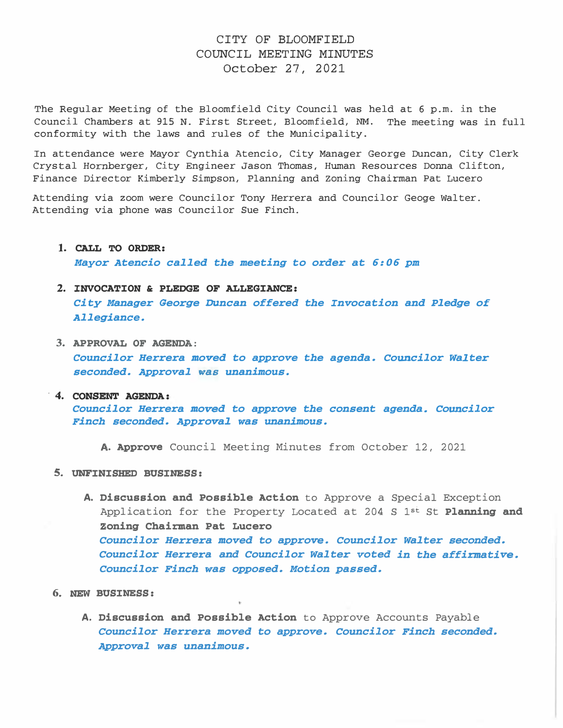# CITY OF BLOOMFIELD
## COUNCIL MEETING MINUTES
### October 27, 2021

The Regular Meeting of the Bloomfield City Council was held at 6 p.m. in the Council Chambers at 915 N. First Street, Bloomfield, NM. The meeting was in full conformity with the laws and rules of the Municipality.

In attendance were Mayor Cynthia Atencio, City Manager George Duncan, City Clerk Crystal Hornberger, City Engineer Jason Thomas, Human Resources Donna Clifton, Finance Director Kimberly Simpson, Planning and Zoning Chairman Pat Lucero

Attending via zoom were Councilor Tony Herrera and Councilor Geoge Walter. Attending via phone was Councilor Sue Finch.

1. **CALL TO ORDER:**
   ***Mayor Atencio called the meeting to order at 6:06 pm***

2. **INVOCATION & PLEDGE OF ALLEGIANCE:**
   ***City Manager George Duncan offered the Invocation and Pledge of Allegiance.***

3. **APPROVAL OF AGENDA:**
   ***Councilor Herrera moved to approve the agenda. Councilor Walter seconded. Approval was unanimous.***

4. **CONSENT AGENDA:**
   ***Councilor Herrera moved to approve the consent agenda. Councilor Finch seconded. Approval was unanimous.***

   A. **Approve** Council Meeting Minutes from October 12, 2021

5. **UNFINISHED BUSINESS:**

   A. **Discussion and Possible Action** to Approve a Special Exception Application for the Property Located at 204 S 1st St **Planning and Zoning Chairman Pat Lucero**
   ***Councilor Herrera moved to approve. Councilor Walter seconded. Councilor Herrera and Councilor Walter voted in the affirmative. Councilor Finch was opposed. Motion passed.***

6. **NEW BUSINESS:**

   A. **Discussion and Possible Action** to Approve Accounts Payable
   ***Councilor Herrera moved to approve. Councilor Finch seconded. Approval was unanimous.***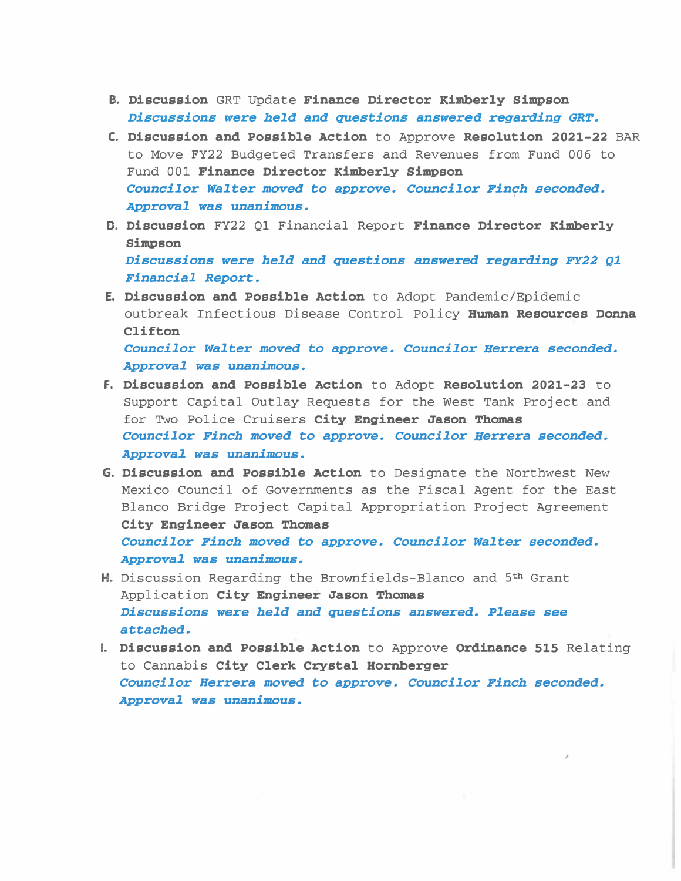B. **Discussion** GRT Update **Finance Director Kimberly Simpson**
*Discussions were held and questions answered regarding GRT.*

C. **Discussion and Possible Action** to Approve **Resolution 2021-22** BAR to Move FY22 Budgeted Transfers and Revenues from Fund 006 to Fund 001 **Finance Director Kimberly Simpson**
*Councilor Walter moved to approve. Councilor Finch seconded. Approval was unanimous.*

D. **Discussion** FY22 Q1 Financial Report **Finance Director Kimberly Simpson**
*Discussions were held and questions answered regarding FY22 Q1 Financial Report.*

E. **Discussion and Possible Action** to Adopt Pandemic/Epidemic outbreak Infectious Disease Control Policy **Human Resources Donna Clifton**
*Councilor Walter moved to approve. Councilor Herrera seconded. Approval was unanimous.*

F. **Discussion and Possible Action** to Adopt **Resolution 2021-23** to Support Capital Outlay Requests for the West Tank Project and for Two Police Cruisers **City Engineer Jason Thomas**
*Councilor Finch moved to approve. Councilor Herrera seconded. Approval was unanimous.*

G. **Discussion and Possible Action** to Designate the Northwest New Mexico Council of Governments as the Fiscal Agent for the East Blanco Bridge Project Capital Appropriation Project Agreement **City Engineer Jason Thomas**
*Councilor Finch moved to approve. Councilor Walter seconded. Approval was unanimous.*

H. Discussion Regarding the Brownfields-Blanco and 5th Grant Application **City Engineer Jason Thomas**
*Discussions were held and questions answered. Please see attached.*

I. **Discussion and Possible Action** to Approve **Ordinance 515** Relating to Cannabis **City Clerk Crystal Hornberger**
*Councilor Herrera moved to approve. Councilor Finch seconded. Approval was unanimous.*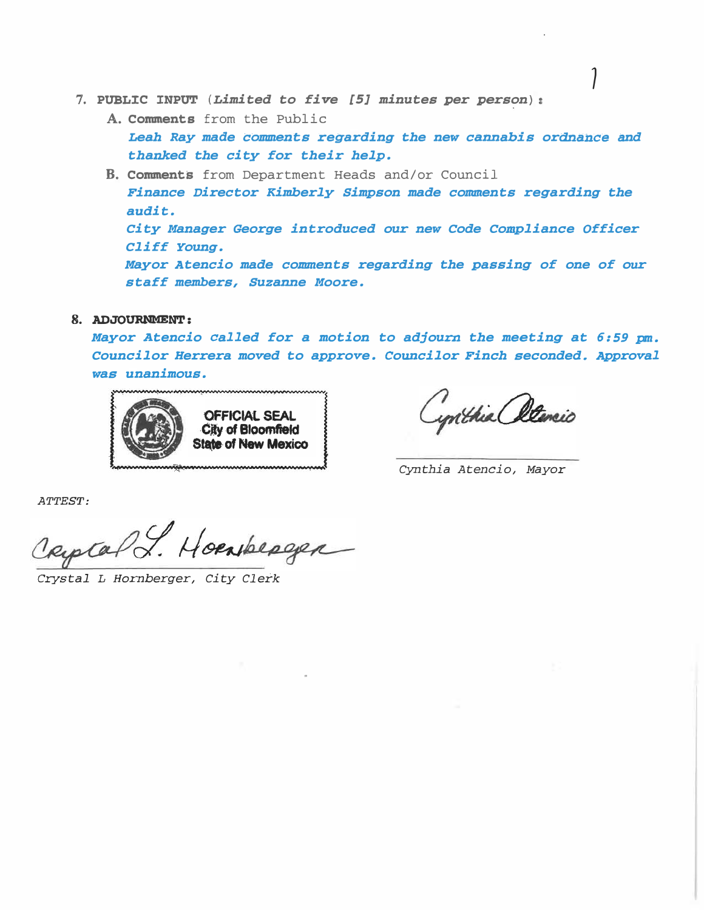7. **PUBLIC INPUT** (*Limited to five [5] minutes per person*):

   A. **Comments** from the Public

   ***Leah Ray made comments regarding the new cannabis ordnance and thanked the city for their help.***

   B. **Comments** from Department Heads and/or Council

   ***Finance Director Kimberly Simpson made comments regarding the audit.***

   ***City Manager George introduced our new Code Compliance Officer Cliff Young.***

   ***Mayor Atencio made comments regarding the passing of one of our staff members, Suzanne Moore.***

8. **ADJOURNMENT:**

   ***Mayor Atencio called for a motion to adjourn the meeting at 6:59 pm. Councilor Herrera moved to approve. Councilor Finch seconded. Approval was unanimous.***

OFFICIAL SEAL
City of Bloomfield
State of New Mexico

*Cynthia Atencio, Mayor*

*ATTEST:*

*Crystal L Hornberger, City Clerk*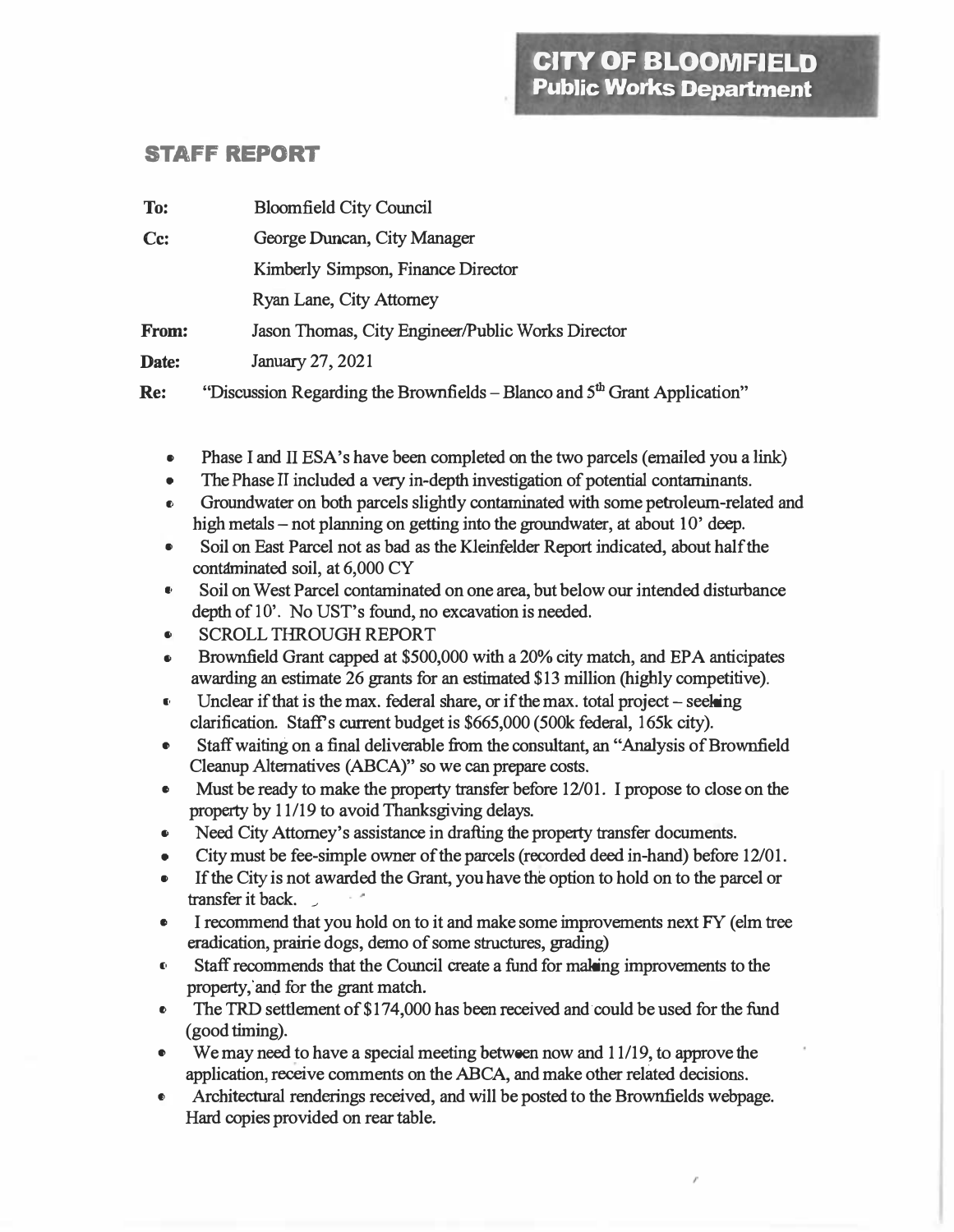# CITY OF BLOOMFIELD
## Public Works Department

## STAFF REPORT

| | |
|---|---|
| **To:** | Bloomfield City Council |
| **Cc:** | George Duncan, City Manager |
| | Kimberly Simpson, Finance Director |
| | Ryan Lane, City Attorney |
| **From:** | Jason Thomas, City Engineer/Public Works Director |
| **Date:** | January 27, 2021 |
| **Re:** | "Discussion Regarding the Brownfields – Blanco and 5th Grant Application" |

- Phase I and II ESA's have been completed on the two parcels (emailed you a link)
- The Phase II included a very in-depth investigation of potential contaminants.
- Groundwater on both parcels slightly contaminated with some petroleum-related and high metals – not planning on getting into the groundwater, at about 10' deep.
- Soil on East Parcel not as bad as the Kleinfelder Report indicated, about half the contaminated soil, at 6,000 CY
- Soil on West Parcel contaminated on one area, but below our intended disturbance depth of 10'. No UST's found, no excavation is needed.
- SCROLL THROUGH REPORT
- Brownfield Grant capped at $500,000 with a 20% city match, and EPA anticipates awarding an estimate 26 grants for an estimated $13 million (highly competitive).
- Unclear if that is the max. federal share, or if the max. total project – seeking clarification. Staff's current budget is $665,000 (500k federal, 165k city).
- Staff waiting on a final deliverable from the consultant, an "Analysis of Brownfield Cleanup Alternatives (ABCA)" so we can prepare costs.
- Must be ready to make the property transfer before 12/01. I propose to close on the property by 11/19 to avoid Thanksgiving delays.
- Need City Attorney's assistance in drafting the property transfer documents.
- City must be fee-simple owner of the parcels (recorded deed in-hand) before 12/01.
- If the City is not awarded the Grant, you have the option to hold on to the parcel or transfer it back.
- I recommend that you hold on to it and make some improvements next FY (elm tree eradication, prairie dogs, demo of some structures, grading)
- Staff recommends that the Council create a fund for making improvements to the property, and for the grant match.
- The TRD settlement of $174,000 has been received and could be used for the fund (good timing).
- We may need to have a special meeting between now and 11/19, to approve the application, receive comments on the ABCA, and make other related decisions.
- Architectural renderings received, and will be posted to the Brownfields webpage. Hard copies provided on rear table.